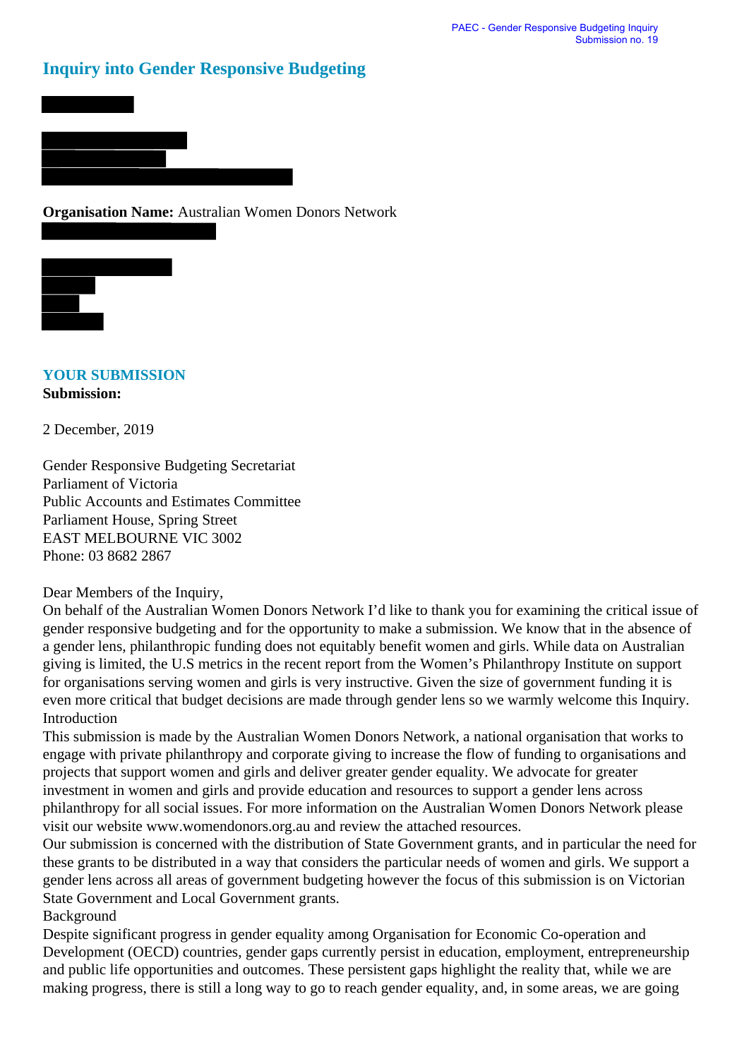# Inquiry into Gender Responsive Budgeting

**Organisation Name:** Australian Women Donors Network

## YOUR SUBMISSION

**Submission:**

2 December, 2019

Gender Responsive Budgeting Secretariat
Parliament of Victoria
Public Accounts and Estimates Committee
Parliament House, Spring Street
EAST MELBOURNE VIC 3002
Phone: 03 8682 2867

Dear Members of the Inquiry,
On behalf of the Australian Women Donors Network I'd like to thank you for examining the critical issue of gender responsive budgeting and for the opportunity to make a submission. We know that in the absence of a gender lens, philanthropic funding does not equitably benefit women and girls. While data on Australian giving is limited, the U.S metrics in the recent report from the Women's Philanthropy Institute on support for organisations serving women and girls is very instructive. Given the size of government funding it is even more critical that budget decisions are made through gender lens so we warmly welcome this Inquiry.
Introduction
This submission is made by the Australian Women Donors Network, a national organisation that works to engage with private philanthropy and corporate giving to increase the flow of funding to organisations and projects that support women and girls and deliver greater gender equality. We advocate for greater investment in women and girls and provide education and resources to support a gender lens across philanthropy for all social issues. For more information on the Australian Women Donors Network please visit our website www.womendonors.org.au and review the attached resources.
Our submission is concerned with the distribution of State Government grants, and in particular the need for these grants to be distributed in a way that considers the particular needs of women and girls. We support a gender lens across all areas of government budgeting however the focus of this submission is on Victorian State Government and Local Government grants.
Background
Despite significant progress in gender equality among Organisation for Economic Co-operation and Development (OECD) countries, gender gaps currently persist in education, employment, entrepreneurship and public life opportunities and outcomes. These persistent gaps highlight the reality that, while we are making progress, there is still a long way to go to reach gender equality, and, in some areas, we are going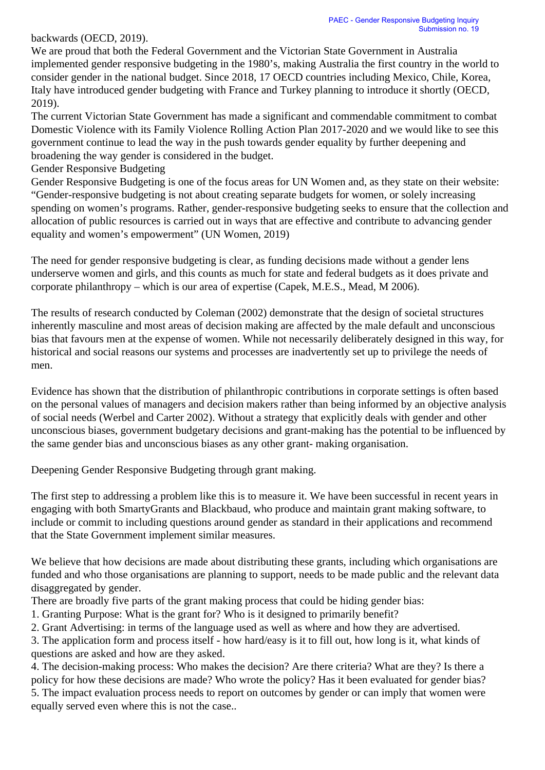backwards (OECD, 2019).

We are proud that both the Federal Government and the Victorian State Government in Australia implemented gender responsive budgeting in the 1980's, making Australia the first country in the world to consider gender in the national budget. Since 2018, 17 OECD countries including Mexico, Chile, Korea, Italy have introduced gender budgeting with France and Turkey planning to introduce it shortly (OECD, 2019).

The current Victorian State Government has made a significant and commendable commitment to combat Domestic Violence with its Family Violence Rolling Action Plan 2017-2020 and we would like to see this government continue to lead the way in the push towards gender equality by further deepening and broadening the way gender is considered in the budget.

## Gender Responsive Budgeting

Gender Responsive Budgeting is one of the focus areas for UN Women and, as they state on their website: "Gender-responsive budgeting is not about creating separate budgets for women, or solely increasing spending on women's programs. Rather, gender-responsive budgeting seeks to ensure that the collection and allocation of public resources is carried out in ways that are effective and contribute to advancing gender equality and women's empowerment" (UN Women, 2019)

The need for gender responsive budgeting is clear, as funding decisions made without a gender lens underserve women and girls, and this counts as much for state and federal budgets as it does private and corporate philanthropy – which is our area of expertise (Capek, M.E.S., Mead, M 2006).

The results of research conducted by Coleman (2002) demonstrate that the design of societal structures inherently masculine and most areas of decision making are affected by the male default and unconscious bias that favours men at the expense of women. While not necessarily deliberately designed in this way, for historical and social reasons our systems and processes are inadvertently set up to privilege the needs of men.

Evidence has shown that the distribution of philanthropic contributions in corporate settings is often based on the personal values of managers and decision makers rather than being informed by an objective analysis of social needs (Werbel and Carter 2002). Without a strategy that explicitly deals with gender and other unconscious biases, government budgetary decisions and grant-making has the potential to be influenced by the same gender bias and unconscious biases as any other grant- making organisation.

## Deepening Gender Responsive Budgeting through grant making.

The first step to addressing a problem like this is to measure it. We have been successful in recent years in engaging with both SmartyGrants and Blackbaud, who produce and maintain grant making software, to include or commit to including questions around gender as standard in their applications and recommend that the State Government implement similar measures.

We believe that how decisions are made about distributing these grants, including which organisations are funded and who those organisations are planning to support, needs to be made public and the relevant data disaggregated by gender.

There are broadly five parts of the grant making process that could be hiding gender bias:

1. Granting Purpose: What is the grant for? Who is it designed to primarily benefit?
2. Grant Advertising: in terms of the language used as well as where and how they are advertised.
3. The application form and process itself - how hard/easy is it to fill out, how long is it, what kinds of questions are asked and how are they asked.
4. The decision-making process: Who makes the decision? Are there criteria? What are they? Is there a policy for how these decisions are made? Who wrote the policy? Has it been evaluated for gender bias?
5. The impact evaluation process needs to report on outcomes by gender or can imply that women were equally served even where this is not the case..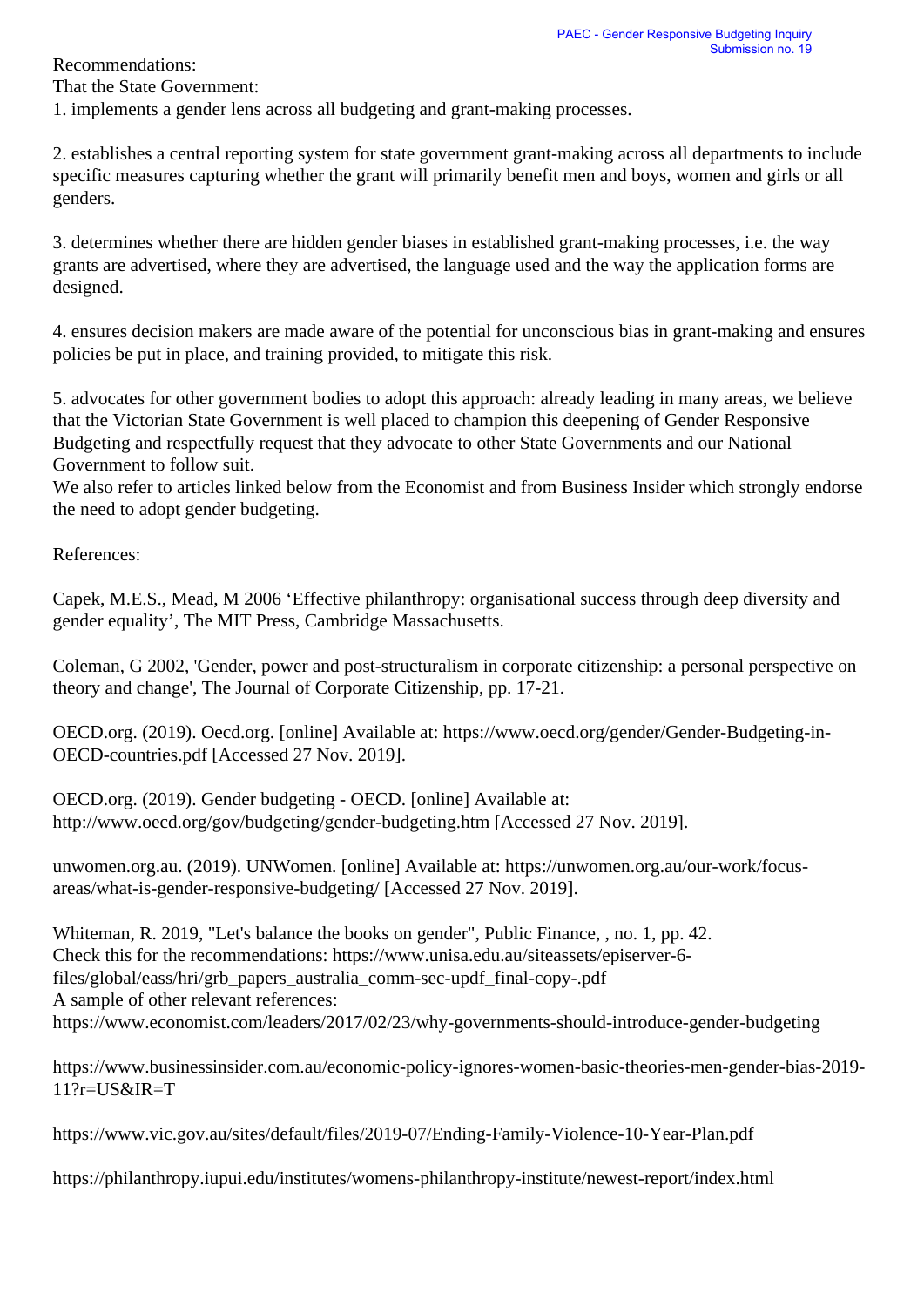Recommendations:

That the State Government:

1. implements a gender lens across all budgeting and grant-making processes.

2. establishes a central reporting system for state government grant-making across all departments to include specific measures capturing whether the grant will primarily benefit men and boys, women and girls or all genders.

3. determines whether there are hidden gender biases in established grant-making processes, i.e. the way grants are advertised, where they are advertised, the language used and the way the application forms are designed.

4. ensures decision makers are made aware of the potential for unconscious bias in grant-making and ensures policies be put in place, and training provided, to mitigate this risk.

5. advocates for other government bodies to adopt this approach: already leading in many areas, we believe that the Victorian State Government is well placed to champion this deepening of Gender Responsive Budgeting and respectfully request that they advocate to other State Governments and our National Government to follow suit.

We also refer to articles linked below from the Economist and from Business Insider which strongly endorse the need to adopt gender budgeting.

References:

Capek, M.E.S., Mead, M 2006 'Effective philanthropy: organisational success through deep diversity and gender equality', The MIT Press, Cambridge Massachusetts.

Coleman, G 2002, 'Gender, power and post-structuralism in corporate citizenship: a personal perspective on theory and change', The Journal of Corporate Citizenship, pp. 17-21.

OECD.org. (2019). Oecd.org. [online] Available at: https://www.oecd.org/gender/Gender-Budgeting-in-OECD-countries.pdf [Accessed 27 Nov. 2019].

OECD.org. (2019). Gender budgeting - OECD. [online] Available at: http://www.oecd.org/gov/budgeting/gender-budgeting.htm [Accessed 27 Nov. 2019].

unwomen.org.au. (2019). UNWomen. [online] Available at: https://unwomen.org.au/our-work/focus-areas/what-is-gender-responsive-budgeting/ [Accessed 27 Nov. 2019].

Whiteman, R. 2019, "Let's balance the books on gender", Public Finance, , no. 1, pp. 42.

Check this for the recommendations: https://www.unisa.edu.au/siteassets/episerver-6-files/global/eass/hri/grb_papers_australia_comm-sec-updf_final-copy-.pdf

A sample of other relevant references:

https://www.economist.com/leaders/2017/02/23/why-governments-should-introduce-gender-budgeting

https://www.businessinsider.com.au/economic-policy-ignores-women-basic-theories-men-gender-bias-2019-11?r=US&IR=T

https://www.vic.gov.au/sites/default/files/2019-07/Ending-Family-Violence-10-Year-Plan.pdf

https://philanthropy.iupui.edu/institutes/womens-philanthropy-institute/newest-report/index.html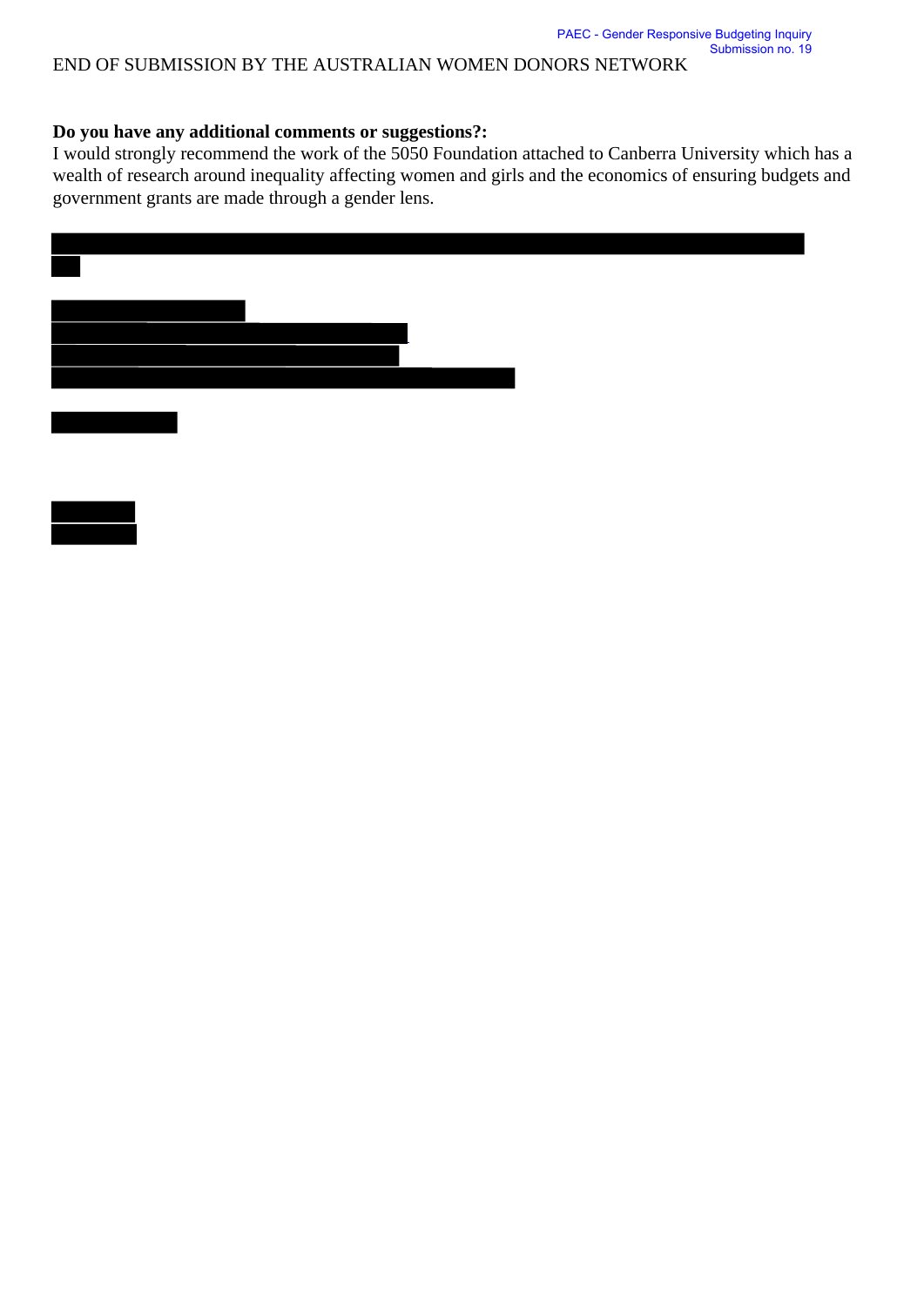END OF SUBMISSION BY THE AUSTRALIAN WOMEN DONORS NETWORK

**Do you have any additional comments or suggestions?:**

I would strongly recommend the work of the 5050 Foundation attached to Canberra University which has a wealth of research around inequality affecting women and girls and the economics of ensuring budgets and government grants are made through a gender lens.